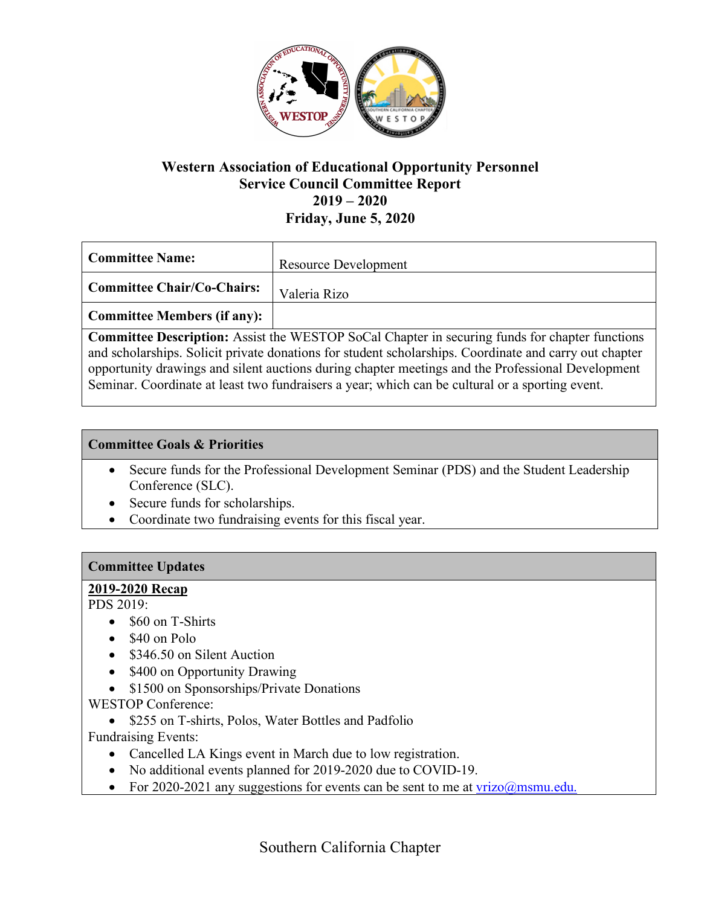# Western Association of Educational Opportunity Personnel
## Service Council Committee Report
## 2019 – 2020
## Friday, June 5, 2020

| | |
|---|---|
| **Committee Name:** | Resource Development |
| **Committee Chair/Co-Chairs:** | Valeria Rizo |
| **Committee Members (if any):** | |

**Committee Description:** Assist the WESTOP SoCal Chapter in securing funds for chapter functions and scholarships. Solicit private donations for student scholarships. Coordinate and carry out chapter opportunity drawings and silent auctions during chapter meetings and the Professional Development Seminar. Coordinate at least two fundraisers a year; which can be cultural or a sporting event.

### Committee Goals & Priorities

- Secure funds for the Professional Development Seminar (PDS) and the Student Leadership Conference (SLC).
- Secure funds for scholarships.
- Coordinate two fundraising events for this fiscal year.

### Committee Updates

**2019-2020 Recap**

PDS 2019:

- $60 on T-Shirts
- $40 on Polo
- $346.50 on Silent Auction
- $400 on Opportunity Drawing
- $1500 on Sponsorships/Private Donations

WESTOP Conference:

- $255 on T-shirts, Polos, Water Bottles and Padfolio

Fundraising Events:

- Cancelled LA Kings event in March due to low registration.
- No additional events planned for 2019-2020 due to COVID-19.
- For 2020-2021 any suggestions for events can be sent to me at vrizo@msmu.edu.

Southern California Chapter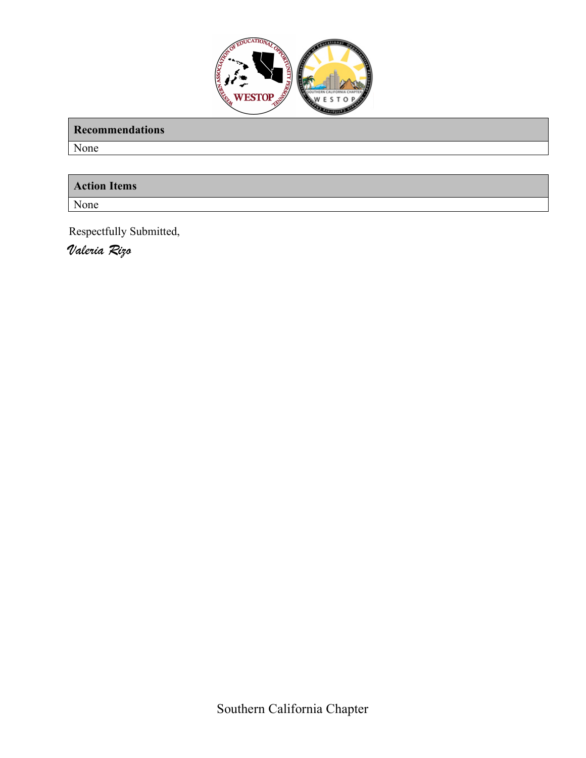| Recommendations |
| --- |
| None |

| Action Items |
| --- |
| None |

Respectfully Submitted,

*Valeria Rizo*